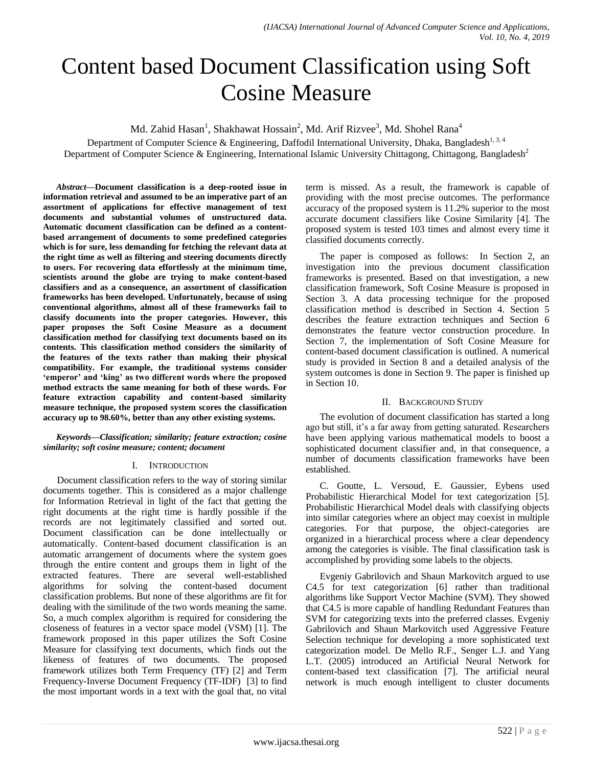# Content based Document Classification using Soft Cosine Measure

Md. Zahid Hasan[1], Shakhawat Hossain[2], Md. Arif Rizvee[3], Md. Shohel Rana[4]

Department of Computer Science & Engineering, Daffodil International University, Dhaka, Bangladesh[1, 3, 4]
Department of Computer Science & Engineering, International Islamic University Chittagong, Chittagong, Bangladesh[2]

***Abstract*—Document classification is a deep-rooted issue in information retrieval and assumed to be an imperative part of an assortment of applications for effective management of text documents and substantial volumes of unstructured data. Automatic document classification can be defined as a content-based arrangement of documents to some predefined categories which is for sure, less demanding for fetching the relevant data at the right time as well as filtering and steering documents directly to users. For recovering data effortlessly at the minimum time, scientists around the globe are trying to make content-based classifiers and as a consequence, an assortment of classification frameworks has been developed. Unfortunately, because of using conventional algorithms, almost all of these frameworks fail to classify documents into the proper categories. However, this paper proposes the Soft Cosine Measure as a document classification method for classifying text documents based on its contents. This classification method considers the similarity of the features of the texts rather than making their physical compatibility. For example, the traditional systems consider 'emperor' and 'king' as two different words where the proposed method extracts the same meaning for both of these words. For feature extraction capability and content-based similarity measure technique, the proposed system scores the classification accuracy up to 98.60%, better than any other existing systems.**

***Keywords*—*Classification; similarity; feature extraction; cosine similarity; soft cosine measure; content; document***

## I. Introduction

Document classification refers to the way of storing similar documents together. This is considered as a major challenge for Information Retrieval in light of the fact that getting the right documents at the right time is hardly possible if the records are not legitimately classified and sorted out. Document classification can be done intellectually or automatically. Content-based document classification is an automatic arrangement of documents where the system goes through the entire content and groups them in light of the extracted features. There are several well-established algorithms for solving the content-based document classification problems. But none of these algorithms are fit for dealing with the similitude of the two words meaning the same. So, a much complex algorithm is required for considering the closeness of features in a vector space model (VSM) [1]. The framework proposed in this paper utilizes the Soft Cosine Measure for classifying text documents, which finds out the likeness of features of two documents. The proposed framework utilizes both Term Frequency (TF) [2] and Term Frequency-Inverse Document Frequency (TF-IDF) [3] to find the most important words in a text with the goal that, no vital term is missed. As a result, the framework is capable of providing with the most precise outcomes. The performance accuracy of the proposed system is 11.2% superior to the most accurate document classifiers like Cosine Similarity [4]. The proposed system is tested 103 times and almost every time it classified documents correctly.

The paper is composed as follows: In Section 2, an investigation into the previous document classification frameworks is presented. Based on that investigation, a new classification framework, Soft Cosine Measure is proposed in Section 3. A data processing technique for the proposed classification method is described in Section 4. Section 5 describes the feature extraction techniques and Section 6 demonstrates the feature vector construction procedure. In Section 7, the implementation of Soft Cosine Measure for content-based document classification is outlined. A numerical study is provided in Section 8 and a detailed analysis of the system outcomes is done in Section 9. The paper is finished up in Section 10.

## II. Background Study

The evolution of document classification has started a long ago but still, it's a far away from getting saturated. Researchers have been applying various mathematical models to boost a sophisticated document classifier and, in that consequence, a number of documents classification frameworks have been established.

C. Goutte, L. Versoud, E. Gaussier, Eybens used Probabilistic Hierarchical Model for text categorization [5]. Probabilistic Hierarchical Model deals with classifying objects into similar categories where an object may coexist in multiple categories. For that purpose, the object-categories are organized in a hierarchical process where a clear dependency among the categories is visible. The final classification task is accomplished by providing some labels to the objects.

Evgeniy Gabrilovich and Shaun Markovitch argued to use C4.5 for text categorization [6] rather than traditional algorithms like Support Vector Machine (SVM). They showed that C4.5 is more capable of handling Redundant Features than SVM for categorizing texts into the preferred classes. Evgeniy Gabrilovich and Shaun Markovitch used Aggressive Feature Selection technique for developing a more sophisticated text categorization model. De Mello R.F., Senger L.J. and Yang L.T. (2005) introduced an Artificial Neural Network for content-based text classification [7]. The artificial neural network is much enough intelligent to cluster documents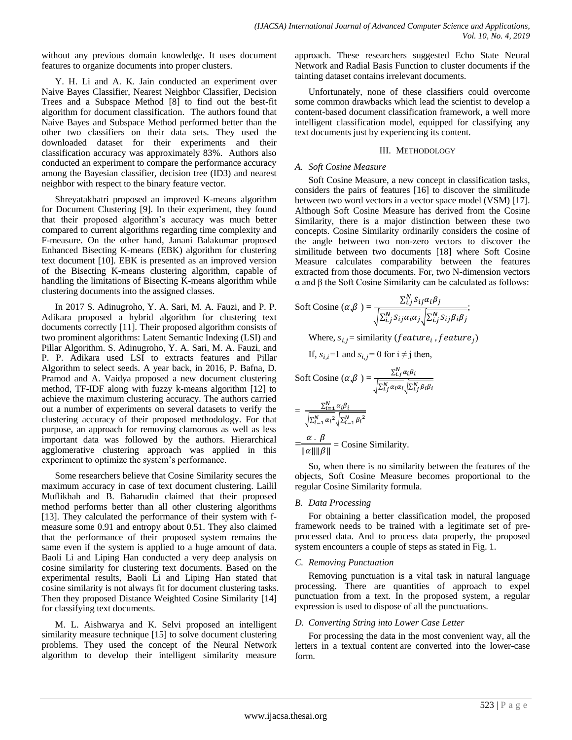without any previous domain knowledge. It uses document features to organize documents into proper clusters.

Y. H. Li and A. K. Jain conducted an experiment over Naive Bayes Classifier, Nearest Neighbor Classifier, Decision Trees and a Subspace Method [8] to find out the best-fit algorithm for document classification. The authors found that Naive Bayes and Subspace Method performed better than the other two classifiers on their data sets. They used the downloaded dataset for their experiments and their classification accuracy was approximately 83%. Authors also conducted an experiment to compare the performance accuracy among the Bayesian classifier, decision tree (ID3) and nearest neighbor with respect to the binary feature vector.

Shreyatakhatri proposed an improved K-means algorithm for Document Clustering [9]. In their experiment, they found that their proposed algorithm's accuracy was much better compared to current algorithms regarding time complexity and F-measure. On the other hand, Janani Balakumar proposed Enhanced Bisecting K-means (EBK) algorithm for clustering text document [10]. EBK is presented as an improved version of the Bisecting K-means clustering algorithm, capable of handling the limitations of Bisecting K-means algorithm while clustering documents into the assigned classes.

In 2017 S. Adinugroho, Y. A. Sari, M. A. Fauzi, and P. P. Adikara proposed a hybrid algorithm for clustering text documents correctly [11]. Their proposed algorithm consists of two prominent algorithms: Latent Semantic Indexing (LSI) and Pillar Algorithm. S. Adinugroho, Y. A. Sari, M. A. Fauzi, and P. P. Adikara used LSI to extracts features and Pillar Algorithm to select seeds. A year back, in 2016, P. Bafna, D. Pramod and A. Vaidya proposed a new document clustering method, TF-IDF along with fuzzy k-means algorithm [12] to achieve the maximum clustering accuracy. The authors carried out a number of experiments on several datasets to verify the clustering accuracy of their proposed methodology. For that purpose, an approach for removing clamorous as well as less important data was followed by the authors. Hierarchical agglomerative clustering approach was applied in this experiment to optimize the system's performance.

Some researchers believe that Cosine Similarity secures the maximum accuracy in case of text document clustering. Lailil Muflikhah and B. Baharudin claimed that their proposed method performs better than all other clustering algorithms [13]. They calculated the performance of their system with f-measure some 0.91 and entropy about 0.51. They also claimed that the performance of their proposed system remains the same even if the system is applied to a huge amount of data. Baoli Li and Liping Han conducted a very deep analysis on cosine similarity for clustering text documents. Based on the experimental results, Baoli Li and Liping Han stated that cosine similarity is not always fit for document clustering tasks. Then they proposed Distance Weighted Cosine Similarity [14] for classifying text documents.

M. L. Aishwarya and K. Selvi proposed an intelligent similarity measure technique [15] to solve document clustering problems. They used the concept of the Neural Network algorithm to develop their intelligent similarity measure approach. These researchers suggested Echo State Neural Network and Radial Basis Function to cluster documents if the tainting dataset contains irrelevant documents.

Unfortunately, none of these classifiers could overcome some common drawbacks which lead the scientist to develop a content-based document classification framework, a well more intelligent classification model, equipped for classifying any text documents just by experiencing its content.

## III. Methodology

### A. Soft Cosine Measure

Soft Cosine Measure, a new concept in classification tasks, considers the pairs of features [16] to discover the similitude between two word vectors in a vector space model (VSM) [17]. Although Soft Cosine Measure has derived from the Cosine Similarity, there is a major distinction between these two concepts. Cosine Similarity ordinarily considers the cosine of the angle between two non-zero vectors to discover the similitude between two documents [18] where Soft Cosine Measure calculates comparability between the features extracted from those documents. For, two N-dimension vectors α and β the Soft Cosine Similarity can be calculated as follows:

$$\text{Soft Cosine}(\alpha,\beta) = \frac{\sum_{i,j}^{N} s_{ij}\alpha_i\beta_j}{\sqrt{\sum_{i,j}^{N} s_{ij}\alpha_i\alpha_j}\sqrt{\sum_{i,j}^{N} s_{ij}\beta_i\beta_j}};$$

Where, $s_{i,j}$ = similarity ($feature_i$ , $feature_j$)

If, $s_{i,i}$=1 and $s_{i,j}$= 0 for i ≠ j then,

$$\text{Soft Cosine}(\alpha,\beta) = \frac{\sum_{i,j}^{N} \alpha_i\beta_i}{\sqrt{\sum_{i,j}^{N} \alpha_i\alpha_i}\sqrt{\sum_{i,j}^{N} \beta_i\beta_i}}$$

$$= \frac{\sum_{i=1}^{N} \alpha_i\beta_i}{\sqrt{\sum_{i=1}^{N} {\alpha_i}^2}\sqrt{\sum_{i=1}^{N} {\beta_i}^2}}$$

$$= \frac{\alpha \,.\, \beta}{\|\alpha\|\|\beta\|} = \text{Cosine Similarity.}$$

So, when there is no similarity between the features of the objects, Soft Cosine Measure becomes proportional to the regular Cosine Similarity formula.

### B. Data Processing

For obtaining a better classification model, the proposed framework needs to be trained with a legitimate set of pre-processed data. And to process data properly, the proposed system encounters a couple of steps as stated in Fig. 1.

### C. Removing Punctuation

Removing punctuation is a vital task in natural language processing. There are quantities of approach to expel punctuation from a text. In the proposed system, a regular expression is used to dispose of all the punctuations.

### D. Converting String into Lower Case Letter

For processing the data in the most convenient way, all the letters in a textual content are converted into the lower-case form.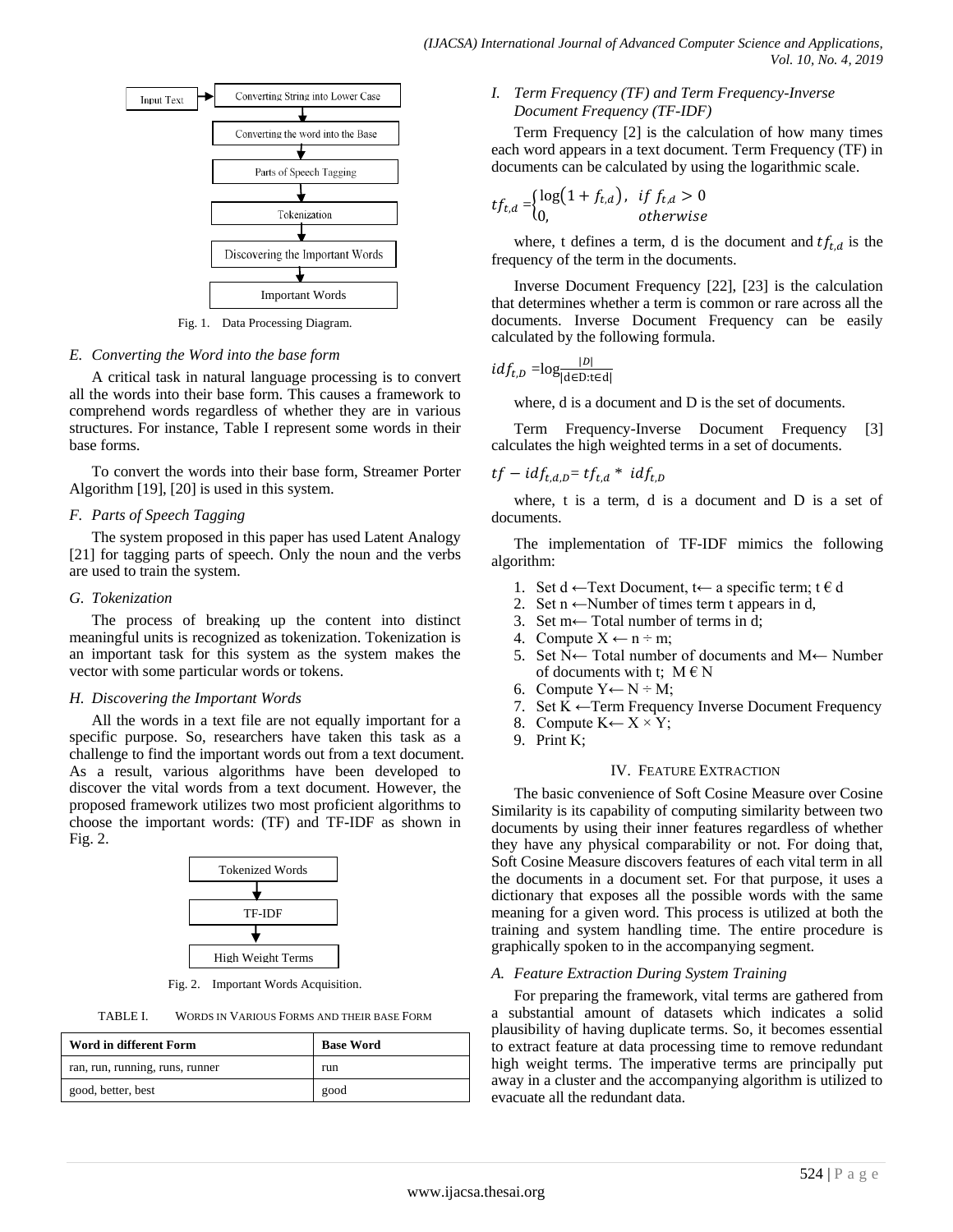Input Text → Converting String into Lower Case → Converting the word into the Base → Parts of Speech Tagging → Tokenization → Discovering the Important Words → Important Words

Fig. 1. Data Processing Diagram.

### E. Converting the Word into the base form

A critical task in natural language processing is to convert all the words into their base form. This causes a framework to comprehend words regardless of whether they are in various structures. For instance, Table I represent some words in their base forms.

To convert the words into their base form, Streamer Porter Algorithm [19], [20] is used in this system.

### F. Parts of Speech Tagging

The system proposed in this paper has used Latent Analogy [21] for tagging parts of speech. Only the noun and the verbs are used to train the system.

### G. Tokenization

The process of breaking up the content into distinct meaningful units is recognized as tokenization. Tokenization is an important task for this system as the system makes the vector with some particular words or tokens.

### H. Discovering the Important Words

All the words in a text file are not equally important for a specific purpose. So, researchers have taken this task as a challenge to find the important words out from a text document. As a result, various algorithms have been developed to discover the vital words from a text document. However, the proposed framework utilizes two most proficient algorithms to choose the important words: (TF) and TF-IDF as shown in Fig. 2.

Tokenized Words → TF-IDF → High Weight Terms

Fig. 2. Important Words Acquisition.

TABLE I. WORDS IN VARIOUS FORMS AND THEIR BASE FORM

| Word in different Form | Base Word |
| --- | --- |
| ran, run, running, runs, runner | run |
| good, better, best | good |

### I. Term Frequency (TF) and Term Frequency-Inverse Document Frequency (TF-IDF)

Term Frequency [2] is the calculation of how many times each word appears in a text document. Term Frequency (TF) in documents can be calculated by using the logarithmic scale.

$$tf_{t,d} = \begin{cases} \log\left(1 + f_{t,d}\right), & if\ f_{t,d} > 0 \\ 0, & otherwise \end{cases}$$

where, t defines a term, d is the document and $tf_{t,d}$ is the frequency of the term in the documents.

Inverse Document Frequency [22], [23] is the calculation that determines whether a term is common or rare across all the documents. Inverse Document Frequency can be easily calculated by the following formula.

$$idf_{t,D} = \log\frac{|D|}{|d \in D : t \in d|}$$

where, d is a document and D is the set of documents.

Term Frequency-Inverse Document Frequency [3] calculates the high weighted terms in a set of documents.

$$tf - idf_{t,d,D} = tf_{t,d} * idf_{t,D}$$

where, t is a term, d is a document and D is a set of documents.

The implementation of TF-IDF mimics the following algorithm:

1. Set d ←Text Document, t← a specific term; t € d
2. Set n ←Number of times term t appears in d,
3. Set m← Total number of terms in d;
4. Compute X ← n ÷ m;
5. Set N← Total number of documents and M← Number of documents with t; M € N
6. Compute Y← N ÷ M;
7. Set K ←Term Frequency Inverse Document Frequency
8. Compute K← X × Y;
9. Print K;

## IV. Feature Extraction

The basic convenience of Soft Cosine Measure over Cosine Similarity is its capability of computing similarity between two documents by using their inner features regardless of whether they have any physical comparability or not. For doing that, Soft Cosine Measure discovers features of each vital term in all the documents in a document set. For that purpose, it uses a dictionary that exposes all the possible words with the same meaning for a given word. This process is utilized at both the training and system handling time. The entire procedure is graphically spoken to in the accompanying segment.

### A. Feature Extraction During System Training

For preparing the framework, vital terms are gathered from a substantial amount of datasets which indicates a solid plausibility of having duplicate terms. So, it becomes essential to extract feature at data processing time to remove redundant high weight terms. The imperative terms are principally put away in a cluster and the accompanying algorithm is utilized to evacuate all the redundant data.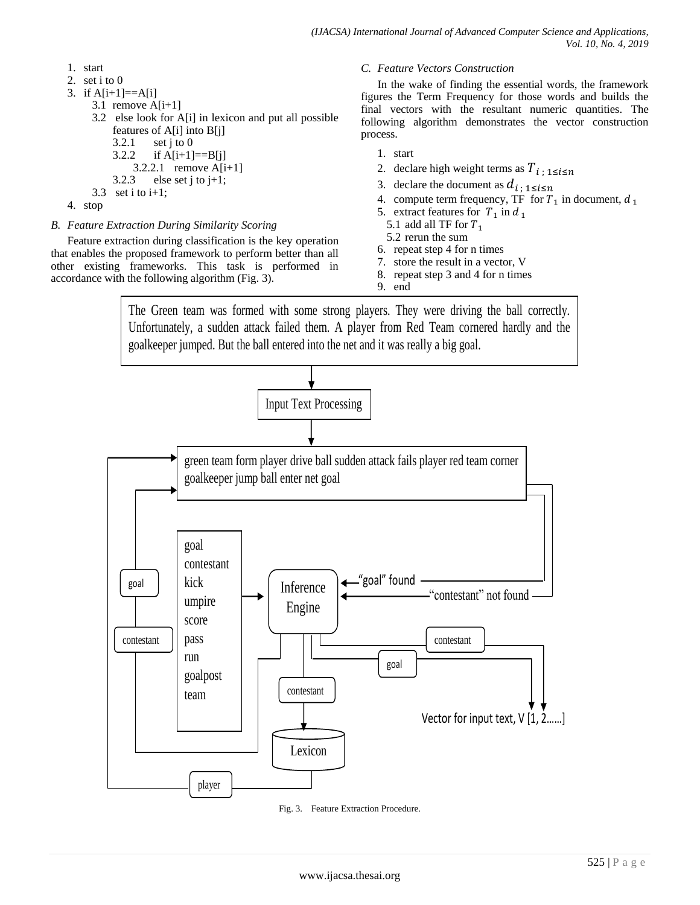1. start
2. set i to 0
3. if A[i+1]==A[i]
   - 3.1 remove A[i+1]
   - 3.2 else look for A[i] in lexicon and put all possible features of A[i] into B[j]
     - 3.2.1 set j to 0
     - 3.2.2 if A[i+1]==B[j]
       - 3.2.2.1 remove A[i+1]
     - 3.2.3 else set j to j+1;
   - 3.3 set i to i+1;
4. stop

### *B. Feature Extraction During Similarity Scoring*

Feature extraction during classification is the key operation that enables the proposed framework to perform better than all other existing frameworks. This task is performed in accordance with the following algorithm (Fig. 3).

### *C. Feature Vectors Construction*

In the wake of finding the essential words, the framework figures the Term Frequency for those words and builds the final vectors with the resultant numeric quantities. The following algorithm demonstrates the vector construction process.

1. start
2. declare high weight terms as $T_{i\,;\,1 \le i \le n}$
3. declare the document as $d_{i\,;\,1 \le i \le n}$
4. compute term frequency, TF for $T_1$ in document, $d_1$
5. extract features for $T_1$ in $d_1$
   - 5.1 add all TF for $T_1$
   - 5.2 rerun the sum
6. repeat step 4 for n times
7. store the result in a vector, V
8. repeat step 3 and 4 for n times
9. end

The Green team was formed with some strong players. They were driving the ball correctly. Unfortunately, a sudden attack failed them. A player from Red Team cornered hardly and the goalkeeper jumped. But the ball entered into the net and it was really a big goal.

Input Text Processing

green team form player drive ball sudden attack fails player red team corner goalkeeper jump ball enter net goal

goal contestant kick umpire score pass run goalpost team

Inference Engine

"goal" found

"contestant" not found

goal

contestant

contestant

goal

contestant

Lexicon

player

Vector for input text, V [1, 2……]

Fig. 3. Feature Extraction Procedure.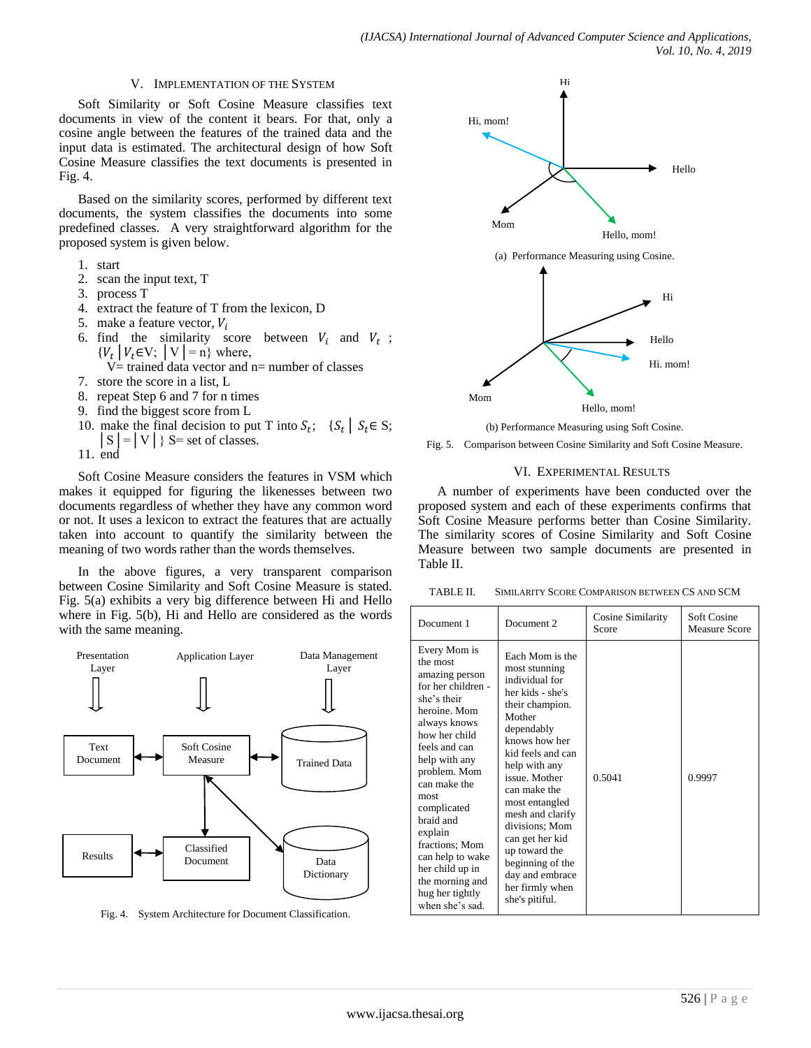## V. Implementation of the System

Soft Similarity or Soft Cosine Measure classifies text documents in view of the content it bears. For that, only a cosine angle between the features of the trained data and the input data is estimated. The architectural design of how Soft Cosine Measure classifies the text documents is presented in Fig. 4.

Based on the similarity scores, performed by different text documents, the system classifies the documents into some predefined classes. A very straightforward algorithm for the proposed system is given below.

1. start
2. scan the input text, T
3. process T
4. extract the feature of T from the lexicon, D
5. make a feature vector, $V_i$
6. find the similarity score between $V_i$ and $V_t$ ; $\{V_t \mid V_t \in V;\ |V| = n\}$ where,
   V= trained data vector and n= number of classes
7. store the score in a list, L
8. repeat Step 6 and 7 for n times
9. find the biggest score from L
10. make the final decision to put T into $S_t$; $\{S_t \mid S_t \in S;\ |S| = |V|\}$ S= set of classes.
11. end

Soft Cosine Measure considers the features in VSM which makes it equipped for figuring the likenesses between two documents regardless of whether they have any common word or not. It uses a lexicon to extract the features that are actually taken into account to quantify the similarity between the meaning of two words rather than the words themselves.

In the above figures, a very transparent comparison between Cosine Similarity and Soft Cosine Measure is stated. Fig. 5(a) exhibits a very big difference between Hi and Hello where in Fig. 5(b), Hi and Hello are considered as the words with the same meaning.

Fig. 4. System Architecture for Document Classification.

(a) Performance Measuring using Cosine.

(b) Performance Measuring using Soft Cosine.

Fig. 5. Comparison between Cosine Similarity and Soft Cosine Measure.

## VI. Experimental Results

A number of experiments have been conducted over the proposed system and each of these experiments confirms that Soft Cosine Measure performs better than Cosine Similarity. The similarity scores of Cosine Similarity and Soft Cosine Measure between two sample documents are presented in Table II.

TABLE II. Similarity Score Comparison between CS and SCM

| Document 1 | Document 2 | Cosine Similarity Score | Soft Cosine Measure Score |
|---|---|---|---|
| Every Mom is the most amazing person for her children - she's their heroine. Mom always knows how her child feels and can help with any problem. Mom can make the most complicated braid and explain fractions; Mom can help to wake her child up in the morning and hug her tightly when she's sad. | Each Mom is the most stunning individual for her kids - she's their champion. Mother dependably knows how her kid feels and can help with any issue. Mother can make the most entangled mesh and clarify divisions; Mom can get her kid up toward the beginning of the day and embrace her firmly when she's pitiful. | 0.5041 | 0.9997 |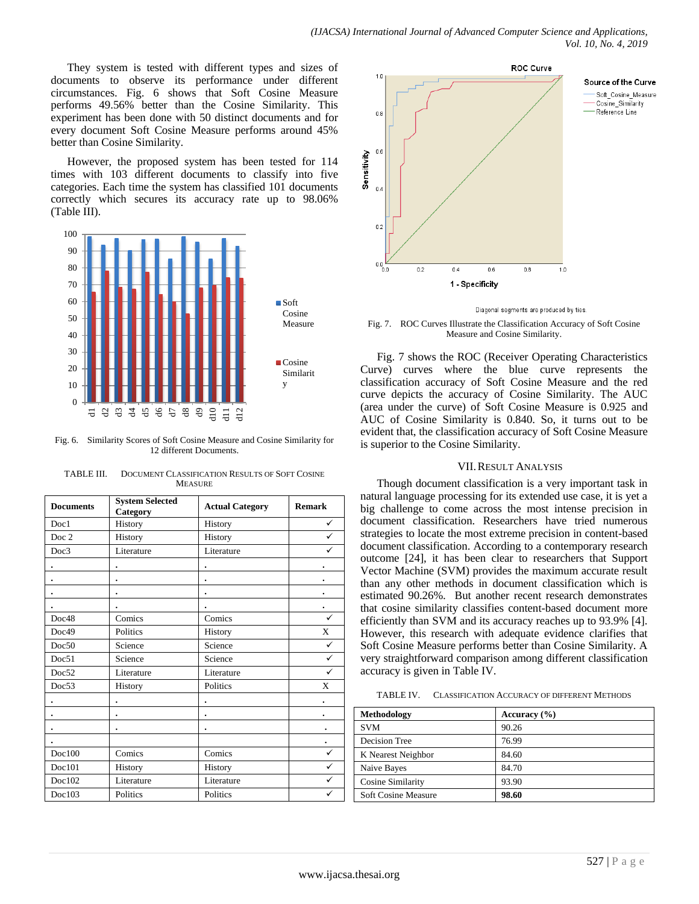They system is tested with different types and sizes of documents to observe its performance under different circumstances. Fig. 6 shows that Soft Cosine Measure performs 49.56% better than the Cosine Similarity. This experiment has been done with 50 distinct documents and for every document Soft Cosine Measure performs around 45% better than Cosine Similarity.

However, the proposed system has been tested for 114 times with 103 different documents to classify into five categories. Each time the system has classified 101 documents correctly which secures its accuracy rate up to 98.06% (Table III).

Fig. 6. Similarity Scores of Soft Cosine Measure and Cosine Similarity for 12 different Documents.

TABLE III. DOCUMENT CLASSIFICATION RESULTS OF SOFT COSINE MEASURE

| Documents | System Selected Category | Actual Category | Remark |
|---|---|---|---|
| Doc1 | History | History | ✓ |
| Doc 2 | History | History | ✓ |
| Doc3 | Literature | Literature | ✓ |
| . | . | . | . |
| . | . | . | . |
| . | . | . | . |
| . | . | . | . |
| Doc48 | Comics | Comics | ✓ |
| Doc49 | Politics | History | X |
| Doc50 | Science | Science | ✓ |
| Doc51 | Science | Science | ✓ |
| Doc52 | Literature | Literature | ✓ |
| Doc53 | History | Politics | X |
| . | . | . | . |
| . | . | . | . |
| . | . | . | . |
| . | | | . |
| Doc100 | Comics | Comics | ✓ |
| Doc101 | History | History | ✓ |
| Doc102 | Literature | Literature | ✓ |
| Doc103 | Politics | Politics | ✓ |

Fig. 7. ROC Curves Illustrate the Classification Accuracy of Soft Cosine Measure and Cosine Similarity.

Fig. 7 shows the ROC (Receiver Operating Characteristics Curve) curves where the blue curve represents the classification accuracy of Soft Cosine Measure and the red curve depicts the accuracy of Cosine Similarity. The AUC (area under the curve) of Soft Cosine Measure is 0.925 and AUC of Cosine Similarity is 0.840. So, it turns out to be evident that, the classification accuracy of Soft Cosine Measure is superior to the Cosine Similarity.

## VII. RESULT ANALYSIS

Though document classification is a very important task in natural language processing for its extended use case, it is yet a big challenge to come across the most intense precision in document classification. Researchers have tried numerous strategies to locate the most extreme precision in content-based document classification. According to a contemporary research outcome [24], it has been clear to researchers that Support Vector Machine (SVM) provides the maximum accurate result than any other methods in document classification which is estimated 90.26%. But another recent research demonstrates that cosine similarity classifies content-based document more efficiently than SVM and its accuracy reaches up to 93.9% [4]. However, this research with adequate evidence clarifies that Soft Cosine Measure performs better than Cosine Similarity. A very straightforward comparison among different classification accuracy is given in Table IV.

TABLE IV. CLASSIFICATION ACCURACY OF DIFFERENT METHODS

| Methodology | Accuracy (%) |
|---|---|
| SVM | 90.26 |
| Decision Tree | 76.99 |
| K Nearest Neighbor | 84.60 |
| Naive Bayes | 84.70 |
| Cosine Similarity | 93.90 |
| Soft Cosine Measure | **98.60** |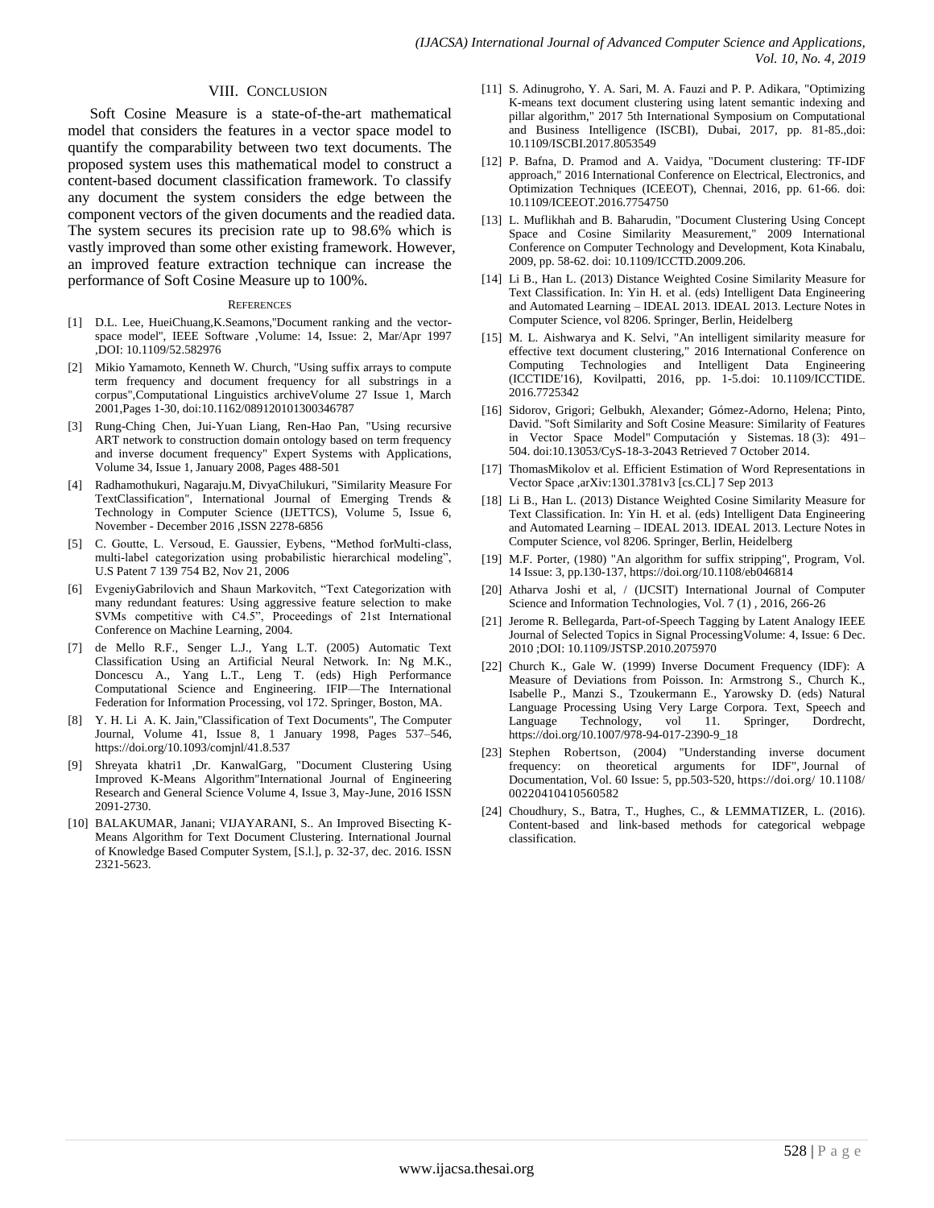## VIII. Conclusion

Soft Cosine Measure is a state-of-the-art mathematical model that considers the features in a vector space model to quantify the comparability between two text documents. The proposed system uses this mathematical model to construct a content-based document classification framework. To classify any document the system considers the edge between the component vectors of the given documents and the readied data. The system secures its precision rate up to 98.6% which is vastly improved than some other existing framework. However, an improved feature extraction technique can increase the performance of Soft Cosine Measure up to 100%.

## References

[1] D.L. Lee, HueiChuang,K.Seamons,"Document ranking and the vector-space model", IEEE Software ,Volume: 14, Issue: 2, Mar/Apr 1997 ,DOI: 10.1109/52.582976

[2] Mikio Yamamoto, Kenneth W. Church, "Using suffix arrays to compute term frequency and document frequency for all substrings in a corpus",Computational Linguistics archiveVolume 27 Issue 1, March 2001,Pages 1-30, doi:10.1162/089120101300346787

[3] Rung-Ching Chen, Jui-Yuan Liang, Ren-Hao Pan, "Using recursive ART network to construction domain ontology based on term frequency and inverse document frequency" Expert Systems with Applications, Volume 34, Issue 1, January 2008, Pages 488-501

[4] Radhamothukuri, Nagaraju.M, DivyaChilukuri, "Similarity Measure For TextClassification", International Journal of Emerging Trends & Technology in Computer Science (IJETTCS), Volume 5, Issue 6, November - December 2016 ,ISSN 2278-6856

[5] C. Goutte, L. Versoud, E. Gaussier, Eybens, "Method forMulti-class, multi-label categorization using probabilistic hierarchical modeling", U.S Patent 7 139 754 B2, Nov 21, 2006

[6] EvgeniyGabrilovich and Shaun Markovitch, "Text Categorization with many redundant features: Using aggressive feature selection to make SVMs competitive with C4.5", Proceedings of 21st International Conference on Machine Learning, 2004.

[7] de Mello R.F., Senger L.J., Yang L.T. (2005) Automatic Text Classification Using an Artificial Neural Network. In: Ng M.K., Doncescu A., Yang L.T., Leng T. (eds) High Performance Computational Science and Engineering. IFIP—The International Federation for Information Processing, vol 172. Springer, Boston, MA.

[8] Y. H. Li A. K. Jain,"Classification of Text Documents", The Computer Journal, Volume 41, Issue 8, 1 January 1998, Pages 537–546, https://doi.org/10.1093/comjnl/41.8.537

[9] Shreyata khatri1 ,Dr. KanwalGarg, "Document Clustering Using Improved K-Means Algorithm"International Journal of Engineering Research and General Science Volume 4, Issue 3, May-June, 2016 ISSN 2091-2730.

[10] BALAKUMAR, Janani; VIJAYARANI, S.. An Improved Bisecting K-Means Algorithm for Text Document Clustering. International Journal of Knowledge Based Computer System, [S.l.], p. 32-37, dec. 2016. ISSN 2321-5623.

[11] S. Adinugroho, Y. A. Sari, M. A. Fauzi and P. P. Adikara, "Optimizing K-means text document clustering using latent semantic indexing and pillar algorithm," 2017 5th International Symposium on Computational and Business Intelligence (ISCBI), Dubai, 2017, pp. 81-85.,doi: 10.1109/ISCBI.2017.8053549

[12] P. Bafna, D. Pramod and A. Vaidya, "Document clustering: TF-IDF approach," 2016 International Conference on Electrical, Electronics, and Optimization Techniques (ICEEOT), Chennai, 2016, pp. 61-66. doi: 10.1109/ICEEOT.2016.7754750

[13] L. Muflikhah and B. Baharudin, "Document Clustering Using Concept Space and Cosine Similarity Measurement," 2009 International Conference on Computer Technology and Development, Kota Kinabalu, 2009, pp. 58-62. doi: 10.1109/ICCTD.2009.206.

[14] Li B., Han L. (2013) Distance Weighted Cosine Similarity Measure for Text Classification. In: Yin H. et al. (eds) Intelligent Data Engineering and Automated Learning – IDEAL 2013. IDEAL 2013. Lecture Notes in Computer Science, vol 8206. Springer, Berlin, Heidelberg

[15] M. L. Aishwarya and K. Selvi, "An intelligent similarity measure for effective text document clustering," 2016 International Conference on Computing Technologies and Intelligent Data Engineering (ICCTIDE'16), Kovilpatti, 2016, pp. 1-5.doi: 10.1109/ICCTIDE. 2016.7725342

[16] Sidorov, Grigori; Gelbukh, Alexander; Gómez-Adorno, Helena; Pinto, David. "Soft Similarity and Soft Cosine Measure: Similarity of Features in Vector Space Model" Computación y Sistemas. 18 (3): 491–504. doi:10.13053/CyS-18-3-2043 Retrieved 7 October 2014.

[17] ThomasMikolov et al. Efficient Estimation of Word Representations in Vector Space ,arXiv:1301.3781v3 [cs.CL] 7 Sep 2013

[18] Li B., Han L. (2013) Distance Weighted Cosine Similarity Measure for Text Classification. In: Yin H. et al. (eds) Intelligent Data Engineering and Automated Learning – IDEAL 2013. IDEAL 2013. Lecture Notes in Computer Science, vol 8206. Springer, Berlin, Heidelberg

[19] M.F. Porter, (1980) "An algorithm for suffix stripping", Program, Vol. 14 Issue: 3, pp.130-137, https://doi.org/10.1108/eb046814

[20] Atharva Joshi et al, / (IJCSIT) International Journal of Computer Science and Information Technologies, Vol. 7 (1) , 2016, 266-26

[21] Jerome R. Bellegarda, Part-of-Speech Tagging by Latent Analogy IEEE Journal of Selected Topics in Signal ProcessingVolume: 4, Issue: 6 Dec. 2010 ;DOI: 10.1109/JSTSP.2010.2075970

[22] Church K., Gale W. (1999) Inverse Document Frequency (IDF): A Measure of Deviations from Poisson. In: Armstrong S., Church K., Isabelle P., Manzi S., Tzoukermann E., Yarowsky D. (eds) Natural Language Processing Using Very Large Corpora. Text, Speech and Language Technology, vol 11. Springer, Dordrecht, https://doi.org/10.1007/978-94-017-2390-9_18

[23] Stephen Robertson, (2004) "Understanding inverse document frequency: on theoretical arguments for IDF", Journal of Documentation, Vol. 60 Issue: 5, pp.503-520, https://doi.org/ 10.1108/ 00220410410560582

[24] Choudhury, S., Batra, T., Hughes, C., & LEMMATIZER, L. (2016). Content-based and link-based methods for categorical webpage classification.